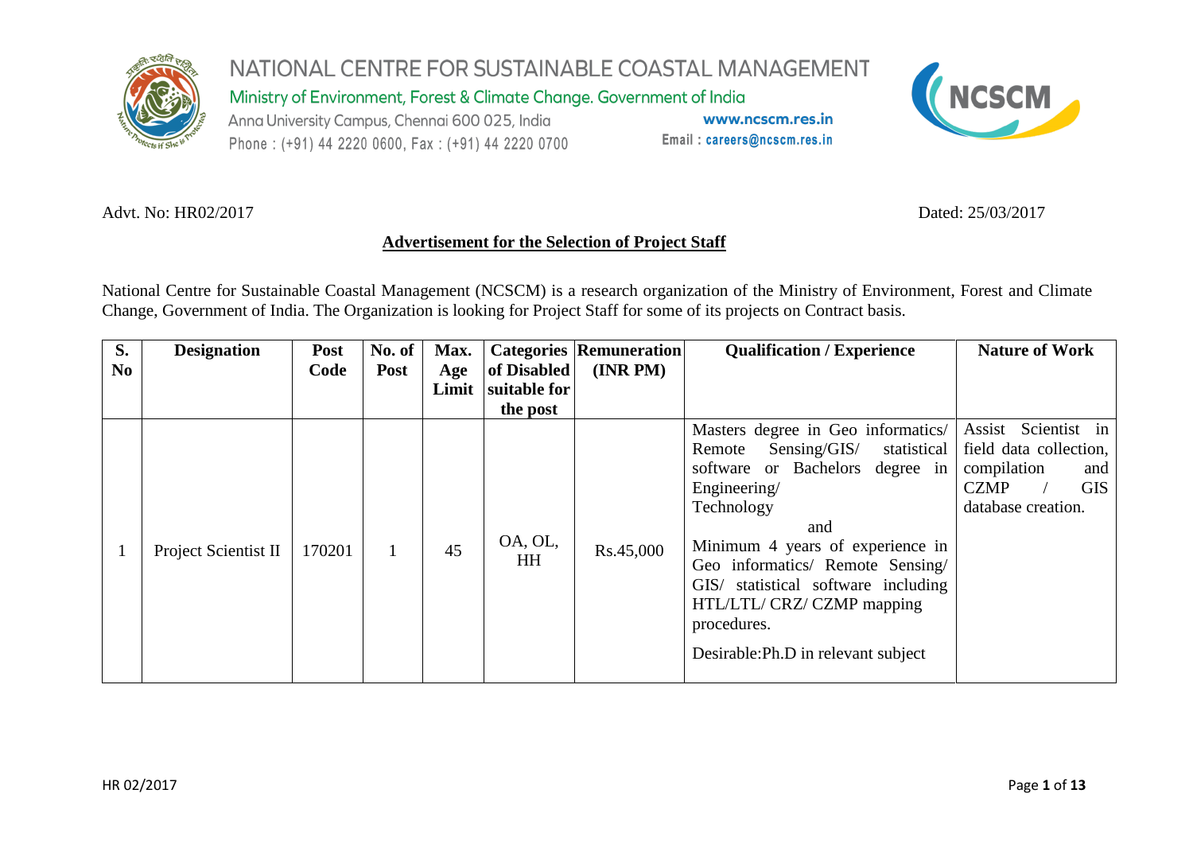# NATIONAL CENTRE FOR SUSTAINABLE COASTAL MANAGEMENT

Ministry of Environment, Forest & Climate Change. Government of India
Anna University Campus, Chennai 600 025, India
Phone : (+91) 44 2220 0600, Fax : (+91) 44 2220 0700
www.ncscm.res.in
Email : careers@ncscm.res.in

Advt. No: HR02/2017 Dated: 25/03/2017

## Advertisement for the Selection of Project Staff

National Centre for Sustainable Coastal Management (NCSCM) is a research organization of the Ministry of Environment, Forest and Climate Change, Government of India. The Organization is looking for Project Staff for some of its projects on Contract basis.

| S. No | Designation | Post Code | No. of Post | Max. Age Limit | Categories of Disabled suitable for the post | Remuneration (INR PM) | Qualification / Experience | Nature of Work |
|---|---|---|---|---|---|---|---|---|
| 1 | Project Scientist II | 170201 | 1 | 45 | OA, OL, HH | Rs.45,000 | Masters degree in Geo informatics/ Remote Sensing/GIS/ statistical software or Bachelors degree in Engineering/ Technology and Minimum 4 years of experience in Geo informatics/ Remote Sensing/ GIS/ statistical software including HTL/LTL/ CRZ/ CZMP mapping procedures. Desirable:Ph.D in relevant subject | Assist Scientist in field data collection, compilation and CZMP / GIS database creation. |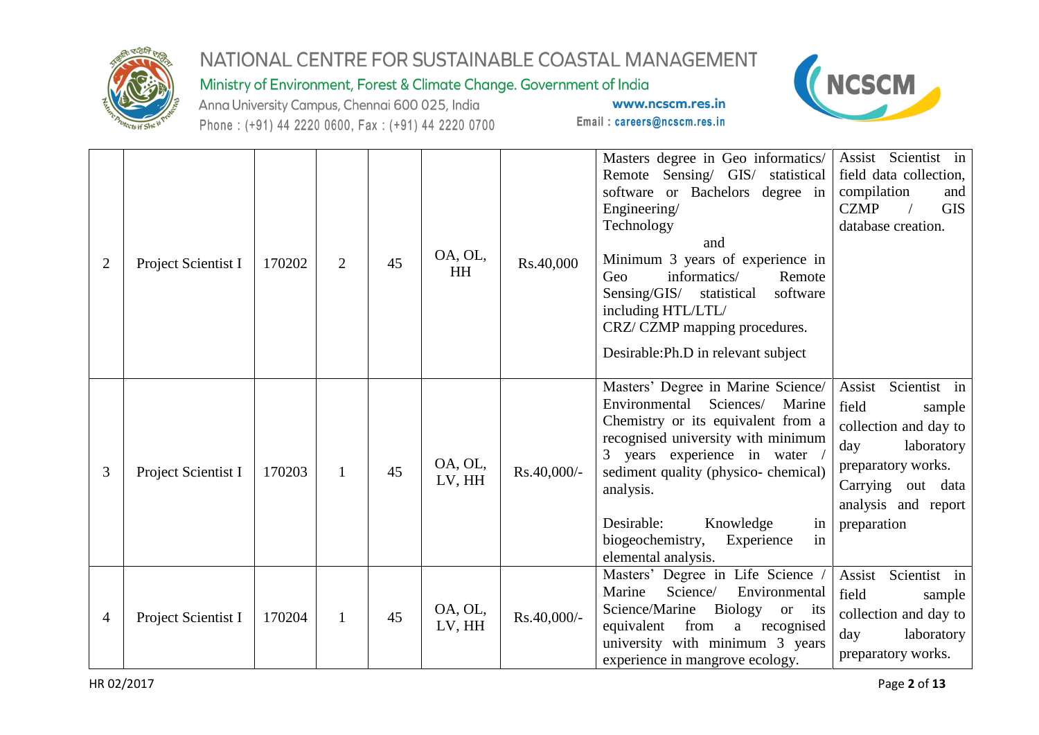| 2 | Project Scientist I | 170202 | 2 | 45 | OA, OL, HH | Rs.40,000 | Masters degree in Geo informatics/ Remote Sensing/ GIS/ statistical software or Bachelors degree in Engineering/ Technology<br>and<br>Minimum 3 years of experience in Geo informatics/ Remote Sensing/GIS/ statistical software including HTL/LTL/ CRZ/ CZMP mapping procedures.<br>Desirable:Ph.D in relevant subject | Assist Scientist in field data collection, compilation and CZMP / GIS database creation. |
|---|---|---|---|---|---|---|---|---|
| 3 | Project Scientist I | 170203 | 1 | 45 | OA, OL, LV, HH | Rs.40,000/- | Masters' Degree in Marine Science/ Environmental Sciences/ Marine Chemistry or its equivalent from a recognised university with minimum 3 years experience in water / sediment quality (physico- chemical) analysis.<br>Desirable: Knowledge in biogeochemistry, Experience in elemental analysis. | Assist Scientist in field sample collection and day to day laboratory preparatory works. Carrying out data analysis and report preparation |
| 4 | Project Scientist I | 170204 | 1 | 45 | OA, OL, LV, HH | Rs.40,000/- | Masters' Degree in Life Science / Marine Science/ Environmental Science/Marine Biology or its equivalent from a recognised university with minimum 3 years experience in mangrove ecology. | Assist Scientist in field sample collection and day to day laboratory preparatory works. |

HR 02/2017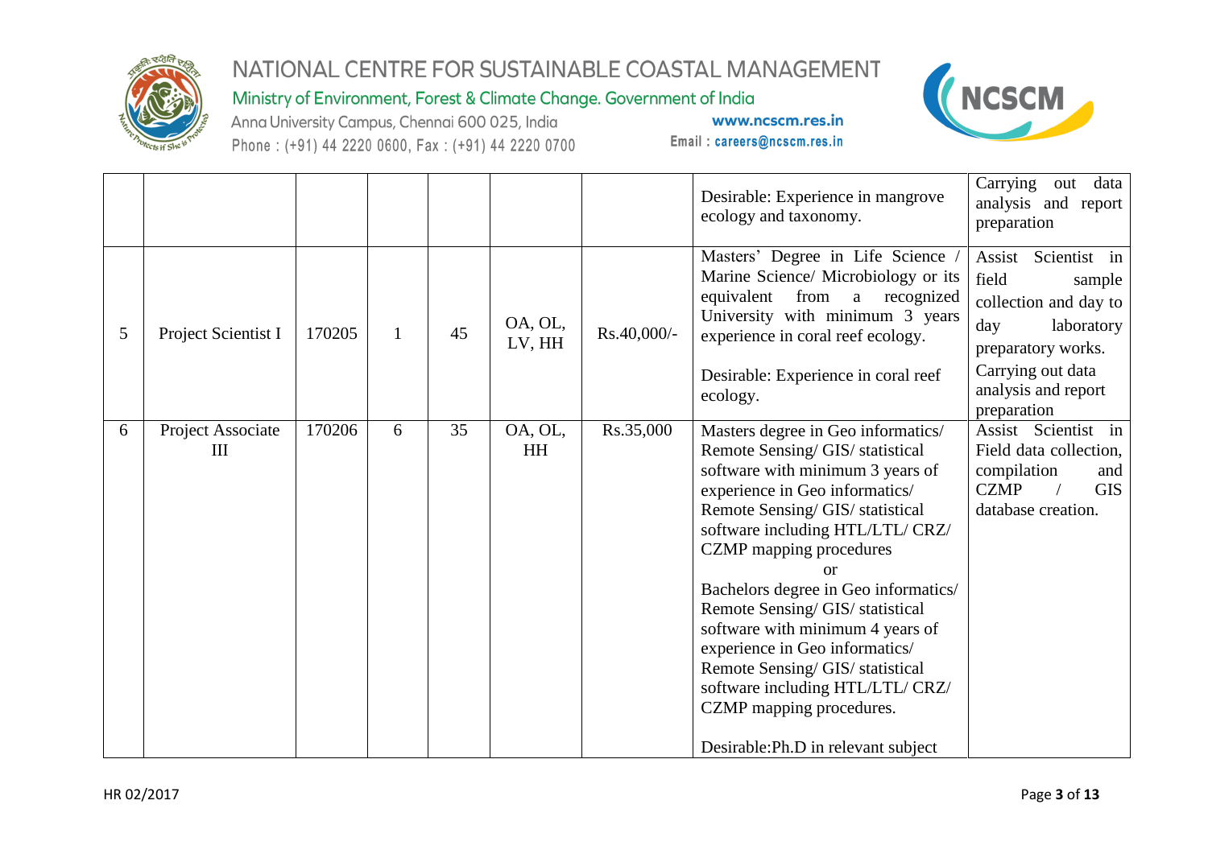| | | | | | | | | |
|---|---|---|---|---|---|---|---|---|
| | | | | | | | Desirable: Experience in mangrove ecology and taxonomy. | Carrying out data analysis and report preparation |
| 5 | Project Scientist I | 170205 | 1 | 45 | OA, OL, LV, HH | Rs.40,000/- | Masters' Degree in Life Science / Marine Science/ Microbiology or its equivalent from a recognized University with minimum 3 years experience in coral reef ecology.<br><br>Desirable: Experience in coral reef ecology. | Assist Scientist in field sample collection and day to day laboratory preparatory works.<br>Carrying out data analysis and report preparation |
| 6 | Project Associate III | 170206 | 6 | 35 | OA, OL, HH | Rs.35,000 | Masters degree in Geo informatics/ Remote Sensing/ GIS/ statistical software with minimum 3 years of experience in Geo informatics/ Remote Sensing/ GIS/ statistical software including HTL/LTL/ CRZ/ CZMP mapping procedures<br>or<br>Bachelors degree in Geo informatics/ Remote Sensing/ GIS/ statistical software with minimum 4 years of experience in Geo informatics/ Remote Sensing/ GIS/ statistical software including HTL/LTL/ CRZ/ CZMP mapping procedures.<br><br>Desirable:Ph.D in relevant subject | Assist Scientist in Field data collection, compilation and CZMP / GIS database creation. |

HR 02/2017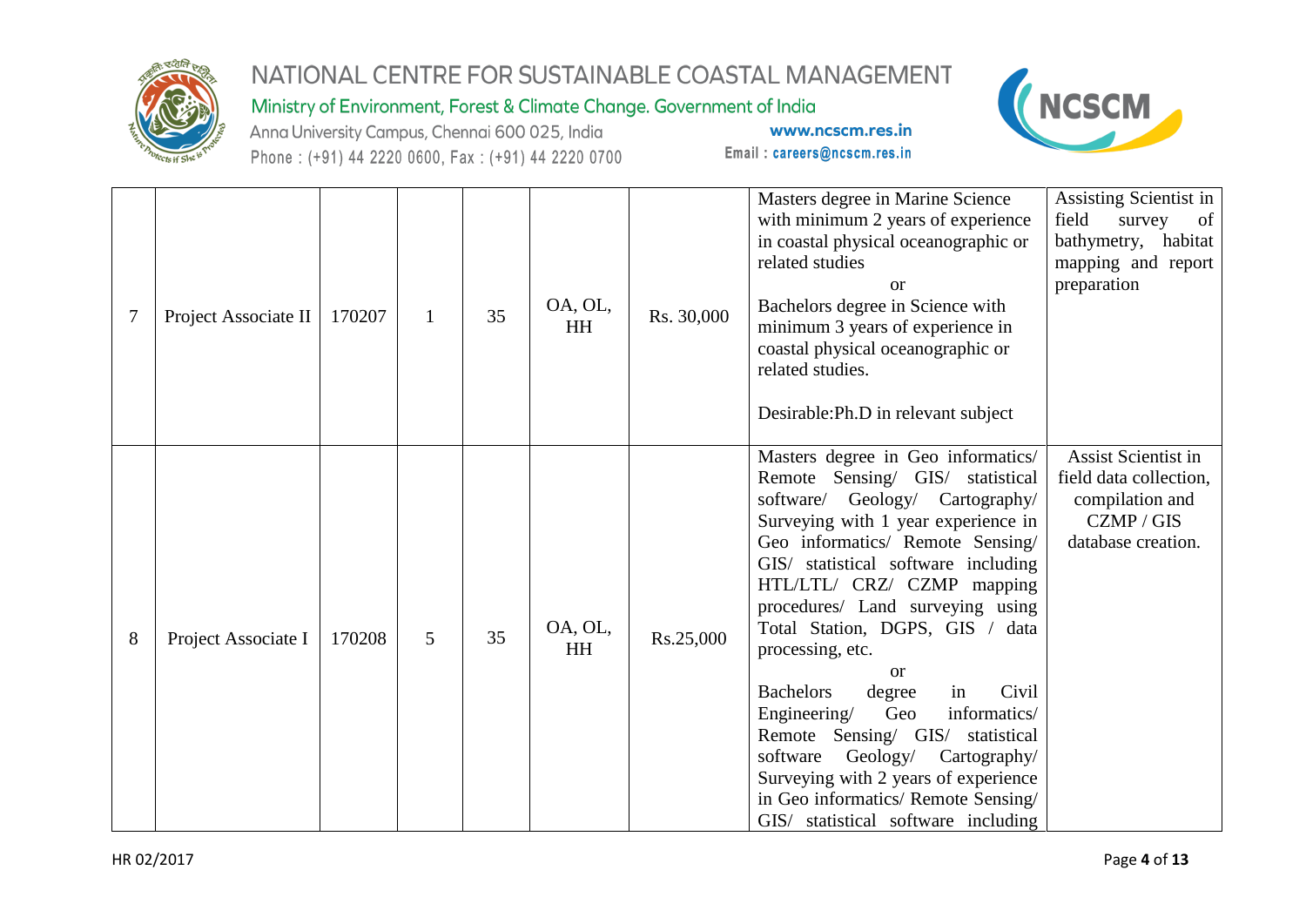| 7 | Project Associate II | 170207 | 1 | 35 | OA, OL, HH | Rs. 30,000 | Masters degree in Marine Science with minimum 2 years of experience in coastal physical oceanographic or related studies<br>or<br>Bachelors degree in Science with minimum 3 years of experience in coastal physical oceanographic or related studies.<br><br>Desirable:Ph.D in relevant subject | Assisting Scientist in field survey of bathymetry, habitat mapping and report preparation |
|---|---|---|---|---|---|---|---|---|
| 8 | Project Associate I | 170208 | 5 | 35 | OA, OL, HH | Rs.25,000 | Masters degree in Geo informatics/ Remote Sensing/ GIS/ statistical software/ Geology/ Cartography/ Surveying with 1 year experience in Geo informatics/ Remote Sensing/ GIS/ statistical software including HTL/LTL/ CRZ/ CZMP mapping procedures/ Land surveying using Total Station, DGPS, GIS / data processing, etc.<br>or<br>Bachelors degree in Civil Engineering/ Geo informatics/ Remote Sensing/ GIS/ statistical software Geology/ Cartography/ Surveying with 2 years of experience in Geo informatics/ Remote Sensing/ GIS/ statistical software including | Assist Scientist in field data collection, compilation and CZMP / GIS database creation. |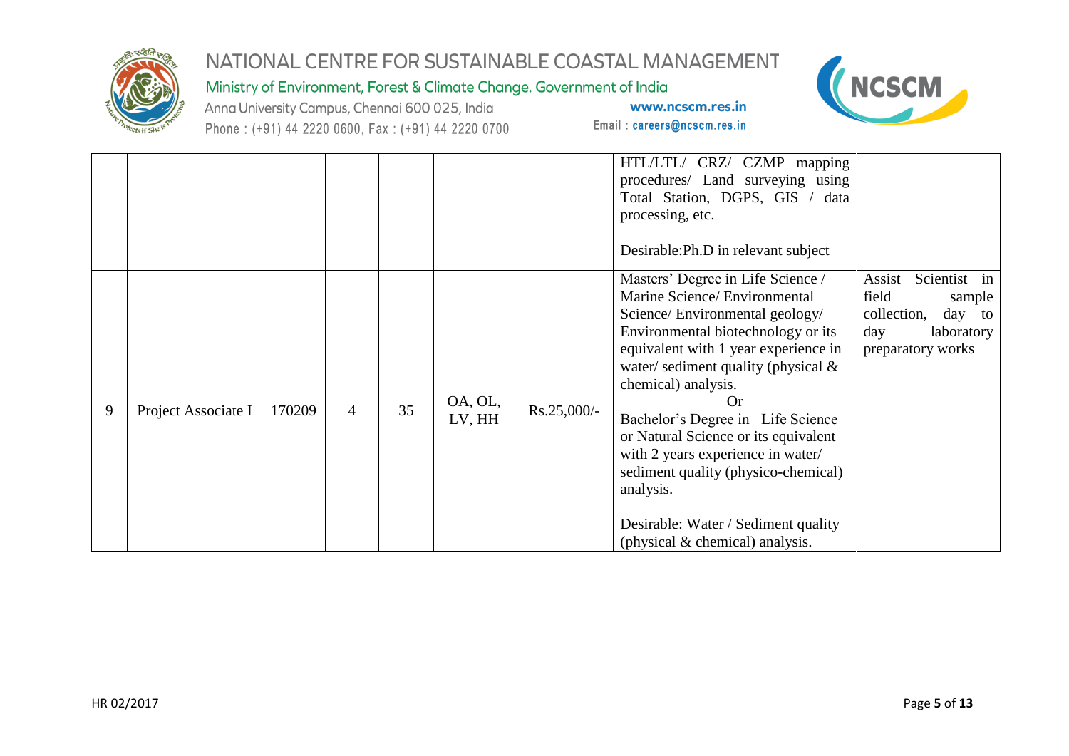|  |  |  |  |  |  |  | HTL/LTL/ CRZ/ CZMP mapping procedures/ Land surveying using Total Station, DGPS, GIS / data processing, etc.<br><br>Desirable:Ph.D in relevant subject |  |
|---|---|---|---|---|---|---|---|---|
| 9 | Project Associate I | 170209 | 4 | 35 | OA, OL, LV, HH | Rs.25,000/- | Masters' Degree in Life Science / Marine Science/ Environmental Science/ Environmental geology/ Environmental biotechnology or its equivalent with 1 year experience in water/ sediment quality (physical & chemical) analysis.<br>Or<br>Bachelor's Degree in Life Science or Natural Science or its equivalent with 2 years experience in water/ sediment quality (physico-chemical) analysis.<br><br>Desirable: Water / Sediment quality (physical & chemical) analysis. | Assist Scientist in field sample collection, day to day laboratory preparatory works |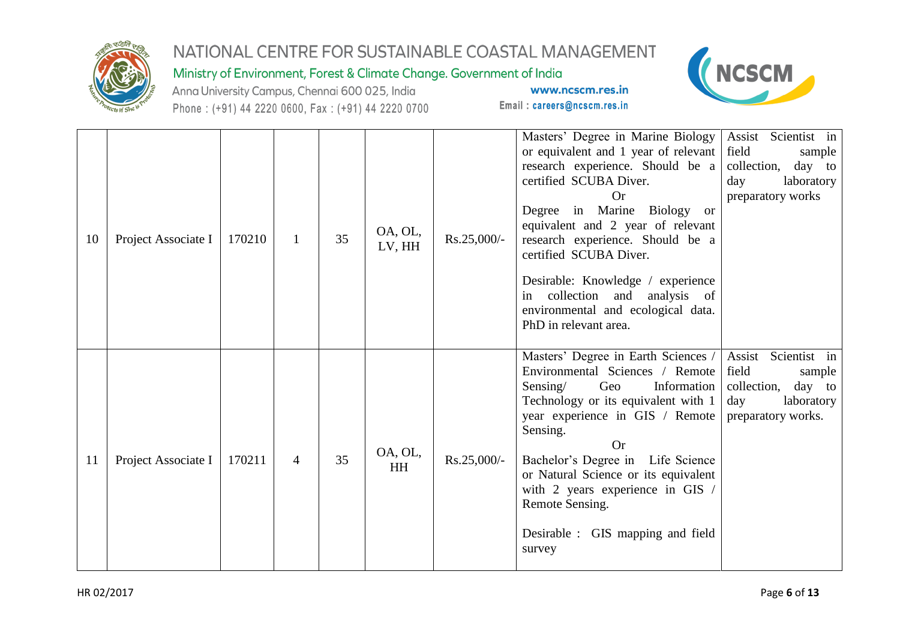| 10 | Project Associate I | 170210 | 1 | 35 | OA, OL, LV, HH | Rs.25,000/- | Masters' Degree in Marine Biology or equivalent and 1 year of relevant research experience. Should be a certified SCUBA Diver.<br>Or<br>Degree in Marine Biology or equivalent and 2 year of relevant research experience. Should be a certified SCUBA Diver.<br><br>Desirable: Knowledge / experience in collection and analysis of environmental and ecological data. PhD in relevant area. | Assist Scientist in field sample collection, day to day laboratory preparatory works |
|---|---|---|---|---|---|---|---|---|
| 11 | Project Associate I | 170211 | 4 | 35 | OA, OL, HH | Rs.25,000/- | Masters' Degree in Earth Sciences / Environmental Sciences / Remote Sensing/ Geo Information Technology or its equivalent with 1 year experience in GIS / Remote Sensing.<br>Or<br>Bachelor's Degree in Life Science or Natural Science or its equivalent with 2 years experience in GIS / Remote Sensing.<br><br>Desirable : GIS mapping and field survey | Assist Scientist in field sample collection, day to day laboratory preparatory works. |

HR 02/2017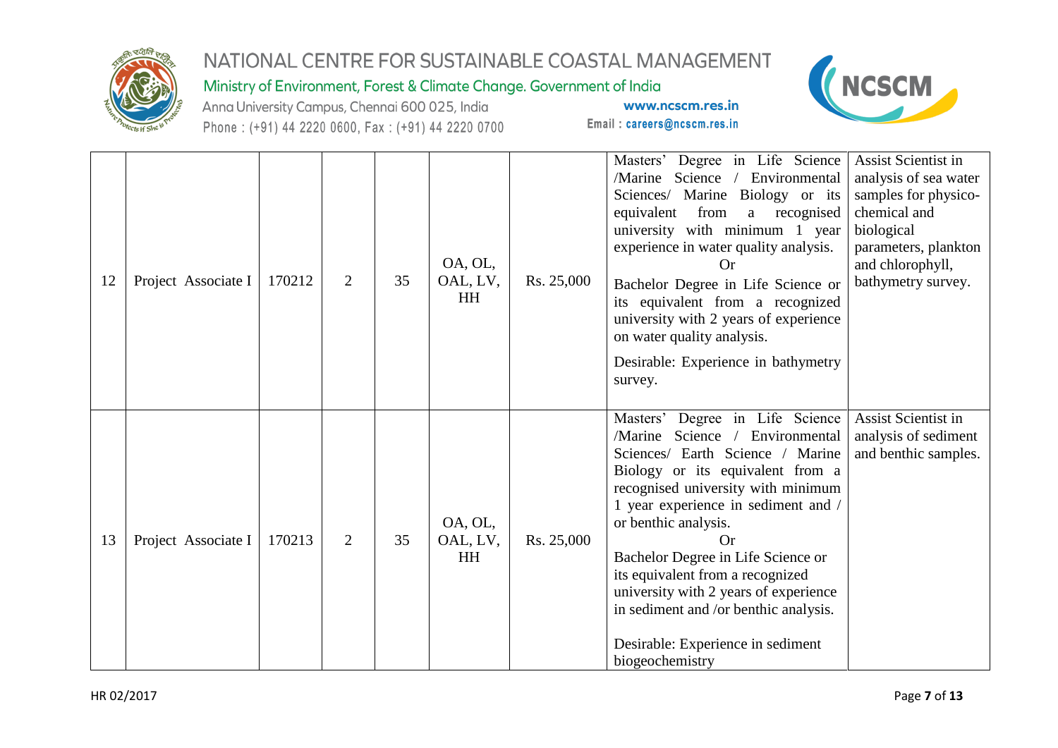| 12 | Project Associate I | 170212 | 2 | 35 | OA, OL, OAL, LV, HH | Rs. 25,000 | Masters' Degree in Life Science /Marine Science / Environmental Sciences/ Marine Biology or its equivalent from a recognised university with minimum 1 year experience in water quality analysis.<br>Or<br>Bachelor Degree in Life Science or its equivalent from a recognized university with 2 years of experience on water quality analysis.<br>Desirable: Experience in bathymetry survey. | Assist Scientist in analysis of sea water samples for physico-chemical and biological parameters, plankton and chlorophyll, bathymetry survey. |
|---|---|---|---|---|---|---|---|---|
| 13 | Project Associate I | 170213 | 2 | 35 | OA, OL, OAL, LV, HH | Rs. 25,000 | Masters' Degree in Life Science /Marine Science / Environmental Sciences/ Earth Science / Marine Biology or its equivalent from a recognised university with minimum 1 year experience in sediment and / or benthic analysis.<br>Or<br>Bachelor Degree in Life Science or its equivalent from a recognized university with 2 years of experience in sediment and /or benthic analysis.<br>Desirable: Experience in sediment biogeochemistry | Assist Scientist in analysis of sediment and benthic samples. |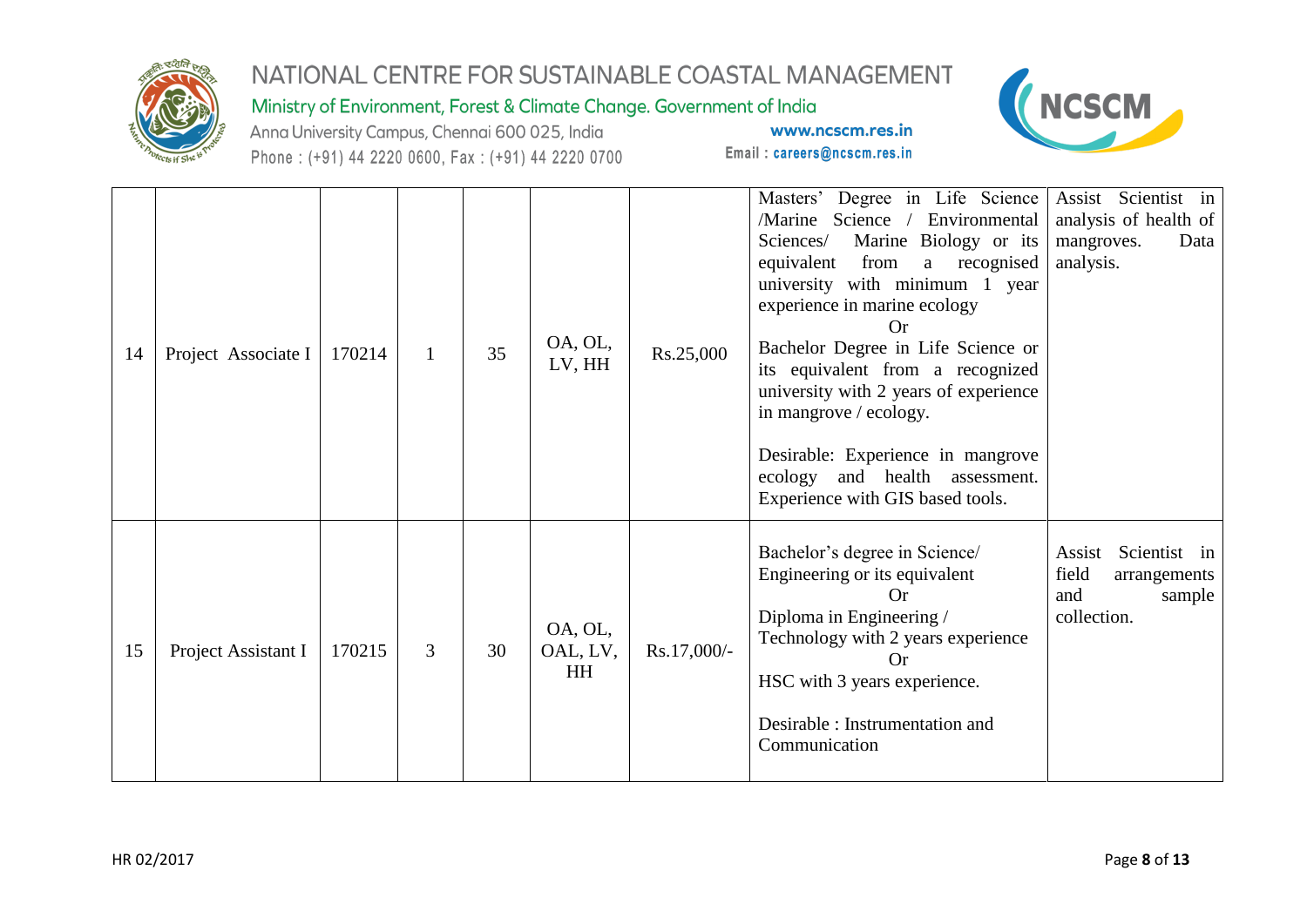| 14 | Project Associate I | 170214 | 1 | 35 | OA, OL, LV, HH | Rs.25,000 | Masters' Degree in Life Science /Marine Science / Environmental Sciences/ Marine Biology or its equivalent from a recognised university with minimum 1 year experience in marine ecology<br>Or<br>Bachelor Degree in Life Science or its equivalent from a recognized university with 2 years of experience in mangrove / ecology.<br><br>Desirable: Experience in mangrove ecology and health assessment. Experience with GIS based tools. | Assist Scientist in analysis of health of mangroves. Data analysis. |
|---|---|---|---|---|---|---|---|---|
| 15 | Project Assistant I | 170215 | 3 | 30 | OA, OL, OAL, LV, HH | Rs.17,000/- | Bachelor's degree in Science/ Engineering or its equivalent<br>Or<br>Diploma in Engineering / Technology with 2 years experience<br>Or<br>HSC with 3 years experience.<br><br>Desirable : Instrumentation and Communication | Assist Scientist in field arrangements and sample collection. |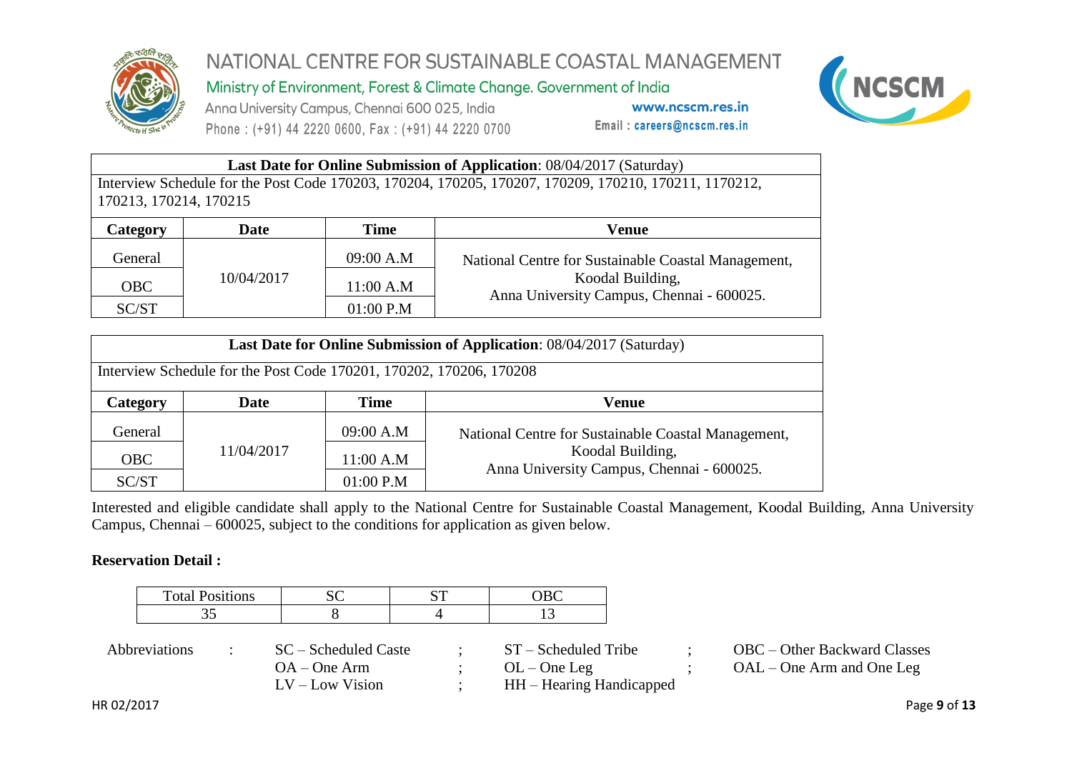| **Last Date for Online Submission of Application**: 08/04/2017 (Saturday) | | | |
|---|---|---|---|
| Interview Schedule for the Post Code 170203, 170204, 170205, 170207, 170209, 170210, 170211, 1170212, 170213, 170214, 170215 | | | |
| **Category** | **Date** | **Time** | **Venue** |
| General | 10/04/2017 | 09:00 A.M | National Centre for Sustainable Coastal Management, Koodal Building, Anna University Campus, Chennai - 600025. |
| OBC | | 11:00 A.M | |
| SC/ST | | 01:00 P.M | |

| **Last Date for Online Submission of Application**: 08/04/2017 (Saturday) | | | |
|---|---|---|---|
| Interview Schedule for the Post Code 170201, 170202, 170206, 170208 | | | |
| **Category** | **Date** | **Time** | **Venue** |
| General | 11/04/2017 | 09:00 A.M | National Centre for Sustainable Coastal Management, Koodal Building, Anna University Campus, Chennai - 600025. |
| OBC | | 11:00 A.M | |
| SC/ST | | 01:00 P.M | |

Interested and eligible candidate shall apply to the National Centre for Sustainable Coastal Management, Koodal Building, Anna University Campus, Chennai – 600025, subject to the conditions for application as given below.

**Reservation Detail :**

| Total Positions | SC | ST | OBC |
|---|---|---|---|
| 35 | 8 | 4 | 13 |

Abbreviations : SC – Scheduled Caste ; ST – Scheduled Tribe ; OBC – Other Backward Classes
OA – One Arm ; OL – One Leg ; OAL – One Arm and One Leg
LV – Low Vision ; HH – Hearing Handicapped

HR 02/2017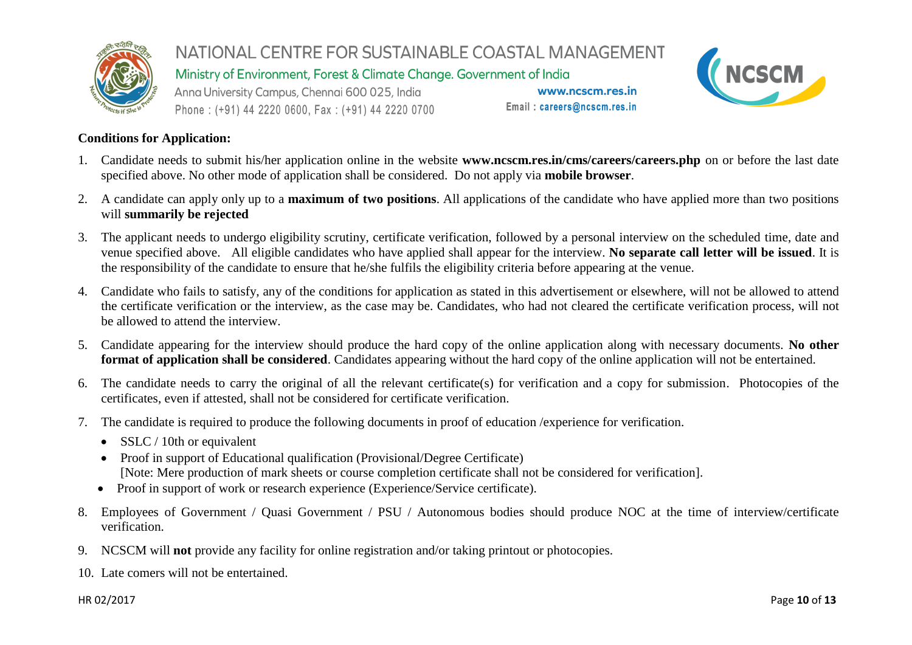**Conditions for Application:**

1. Candidate needs to submit his/her application online in the website **www.ncscm.res.in/cms/careers/careers.php** on or before the last date specified above. No other mode of application shall be considered. Do not apply via **mobile browser**.
2. A candidate can apply only up to a **maximum of two positions**. All applications of the candidate who have applied more than two positions will **summarily be rejected**
3. The applicant needs to undergo eligibility scrutiny, certificate verification, followed by a personal interview on the scheduled time, date and venue specified above. All eligible candidates who have applied shall appear for the interview. **No separate call letter will be issued**. It is the responsibility of the candidate to ensure that he/she fulfils the eligibility criteria before appearing at the venue.
4. Candidate who fails to satisfy, any of the conditions for application as stated in this advertisement or elsewhere, will not be allowed to attend the certificate verification or the interview, as the case may be. Candidates, who had not cleared the certificate verification process, will not be allowed to attend the interview.
5. Candidate appearing for the interview should produce the hard copy of the online application along with necessary documents. **No other format of application shall be considered**. Candidates appearing without the hard copy of the online application will not be entertained.
6. The candidate needs to carry the original of all the relevant certificate(s) for verification and a copy for submission. Photocopies of the certificates, even if attested, shall not be considered for certificate verification.
7. The candidate is required to produce the following documents in proof of education /experience for verification.
   - SSLC / 10th or equivalent
   - Proof in support of Educational qualification (Provisional/Degree Certificate)
     [Note: Mere production of mark sheets or course completion certificate shall not be considered for verification].
   - Proof in support of work or research experience (Experience/Service certificate).
8. Employees of Government / Quasi Government / PSU / Autonomous bodies should produce NOC at the time of interview/certificate verification.
9. NCSCM will **not** provide any facility for online registration and/or taking printout or photocopies.
10. Late comers will not be entertained.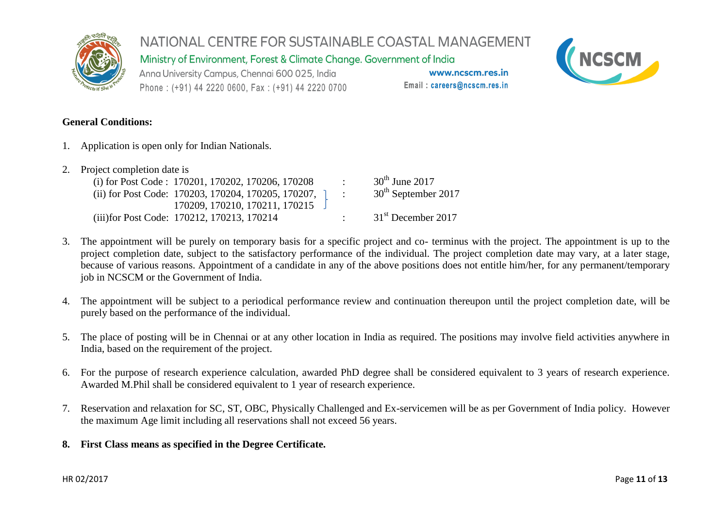**General Conditions:**

1. Application is open only for Indian Nationals.

2. Project completion date is

   (i) for Post Code : 170201, 170202, 170206, 170208 : 30th June 2017

   (ii) for Post Code: 170203, 170204, 170205, 170207, 170209, 170210, 170211, 170215 : 30th September 2017

   (iii)for Post Code: 170212, 170213, 170214 : 31st December 2017

3. The appointment will be purely on temporary basis for a specific project and co- terminus with the project. The appointment is up to the project completion date, subject to the satisfactory performance of the individual. The project completion date may vary, at a later stage, because of various reasons. Appointment of a candidate in any of the above positions does not entitle him/her, for any permanent/temporary job in NCSCM or the Government of India.

4. The appointment will be subject to a periodical performance review and continuation thereupon until the project completion date, will be purely based on the performance of the individual.

5. The place of posting will be in Chennai or at any other location in India as required. The positions may involve field activities anywhere in India, based on the requirement of the project.

6. For the purpose of research experience calculation, awarded PhD degree shall be considered equivalent to 3 years of research experience. Awarded M.Phil shall be considered equivalent to 1 year of research experience.

7. Reservation and relaxation for SC, ST, OBC, Physically Challenged and Ex-servicemen will be as per Government of India policy. However the maximum Age limit including all reservations shall not exceed 56 years.

8. **First Class means as specified in the Degree Certificate.**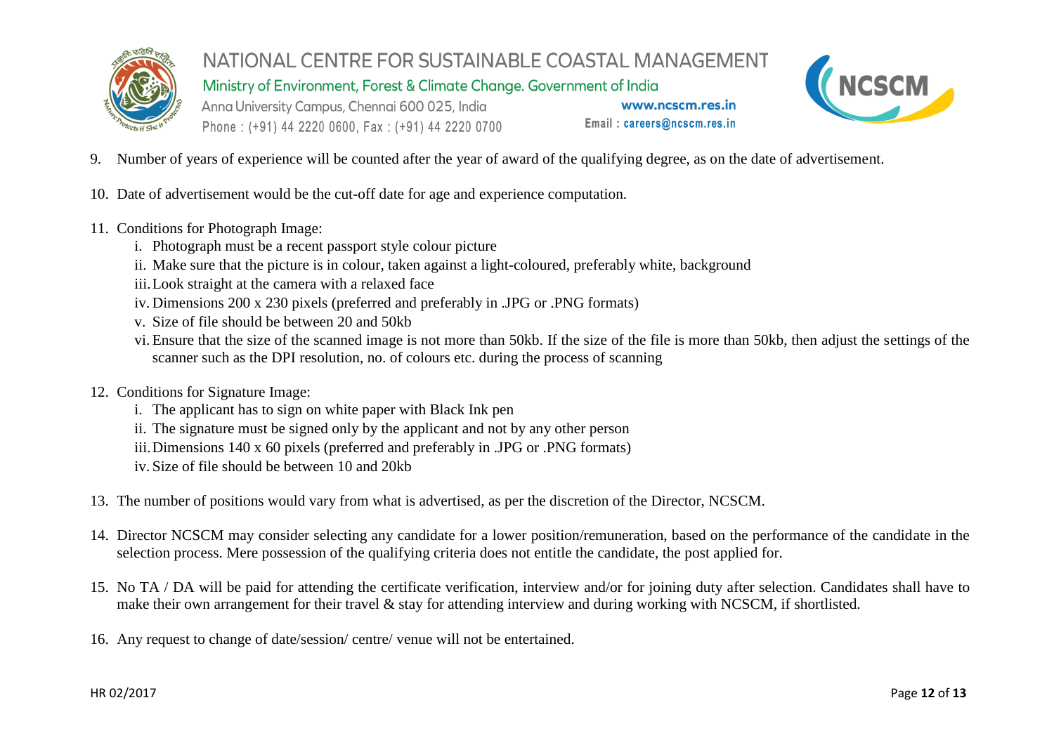9. Number of years of experience will be counted after the year of award of the qualifying degree, as on the date of advertisement.

10. Date of advertisement would be the cut-off date for age and experience computation.

11. Conditions for Photograph Image:
    i. Photograph must be a recent passport style colour picture
    ii. Make sure that the picture is in colour, taken against a light-coloured, preferably white, background
    iii. Look straight at the camera with a relaxed face
    iv. Dimensions 200 x 230 pixels (preferred and preferably in .JPG or .PNG formats)
    v. Size of file should be between 20 and 50kb
    vi. Ensure that the size of the scanned image is not more than 50kb. If the size of the file is more than 50kb, then adjust the settings of the scanner such as the DPI resolution, no. of colours etc. during the process of scanning

12. Conditions for Signature Image:
    i. The applicant has to sign on white paper with Black Ink pen
    ii. The signature must be signed only by the applicant and not by any other person
    iii. Dimensions 140 x 60 pixels (preferred and preferably in .JPG or .PNG formats)
    iv. Size of file should be between 10 and 20kb

13. The number of positions would vary from what is advertised, as per the discretion of the Director, NCSCM.

14. Director NCSCM may consider selecting any candidate for a lower position/remuneration, based on the performance of the candidate in the selection process. Mere possession of the qualifying criteria does not entitle the candidate, the post applied for.

15. No TA / DA will be paid for attending the certificate verification, interview and/or for joining duty after selection. Candidates shall have to make their own arrangement for their travel & stay for attending interview and during working with NCSCM, if shortlisted.

16. Any request to change of date/session/ centre/ venue will not be entertained.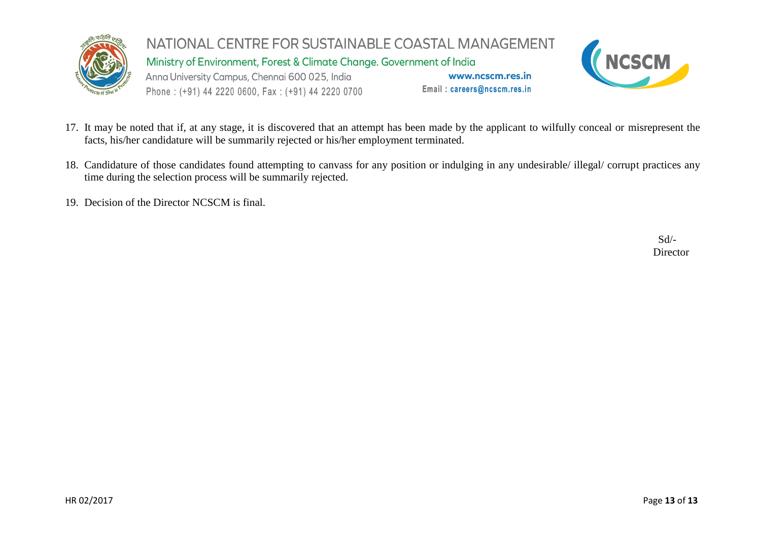17. It may be noted that if, at any stage, it is discovered that an attempt has been made by the applicant to wilfully conceal or misrepresent the facts, his/her candidature will be summarily rejected or his/her employment terminated.

18. Candidature of those candidates found attempting to canvass for any position or indulging in any undesirable/ illegal/ corrupt practices any time during the selection process will be summarily rejected.

19. Decision of the Director NCSCM is final.

Sd/-
Director